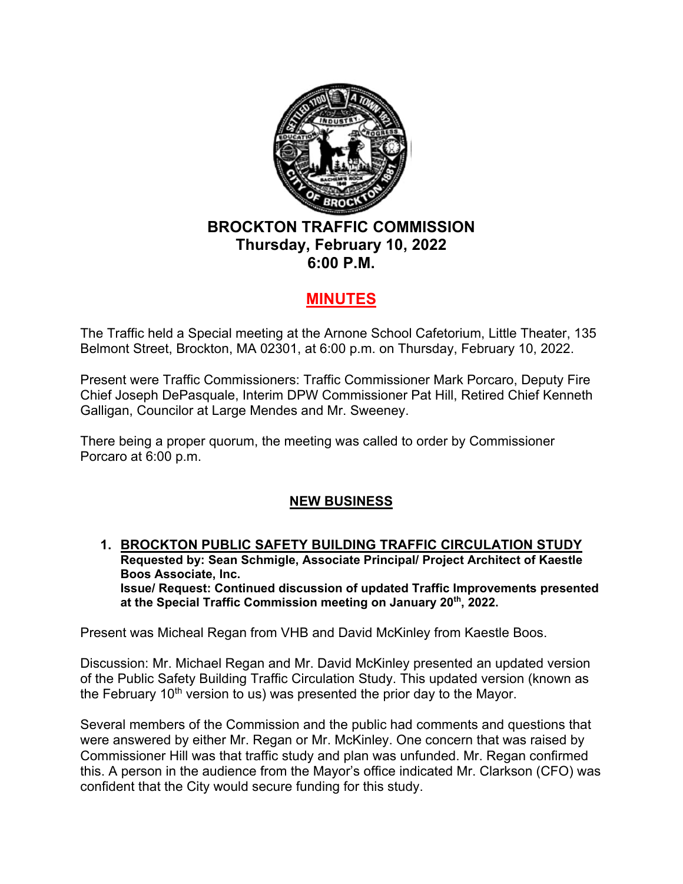# BROCKTON TRAFFIC COMMISSION
## Thursday, February 10, 2022
## 6:00 P.M.

## MINUTES

The Traffic held a Special meeting at the Arnone School Cafetorium, Little Theater, 135 Belmont Street, Brockton, MA 02301, at 6:00 p.m. on Thursday, February 10, 2022.

Present were Traffic Commissioners: Traffic Commissioner Mark Porcaro, Deputy Fire Chief Joseph DePasquale, Interim DPW Commissioner Pat Hill, Retired Chief Kenneth Galligan, Councilor at Large Mendes and Mr. Sweeney.

There being a proper quorum, the meeting was called to order by Commissioner Porcaro at 6:00 p.m.

## NEW BUSINESS

1. **BROCKTON PUBLIC SAFETY BUILDING TRAFFIC CIRCULATION STUDY**
   **Requested by: Sean Schmigle, Associate Principal/ Project Architect of Kaestle Boos Associate, Inc.**
   **Issue/ Request: Continued discussion of updated Traffic Improvements presented at the Special Traffic Commission meeting on January 20th, 2022.**

Present was Micheal Regan from VHB and David McKinley from Kaestle Boos.

Discussion: Mr. Michael Regan and Mr. David McKinley presented an updated version of the Public Safety Building Traffic Circulation Study. This updated version (known as the February 10th version to us) was presented the prior day to the Mayor.

Several members of the Commission and the public had comments and questions that were answered by either Mr. Regan or Mr. McKinley. One concern that was raised by Commissioner Hill was that traffic study and plan was unfunded. Mr. Regan confirmed this. A person in the audience from the Mayor's office indicated Mr. Clarkson (CFO) was confident that the City would secure funding for this study.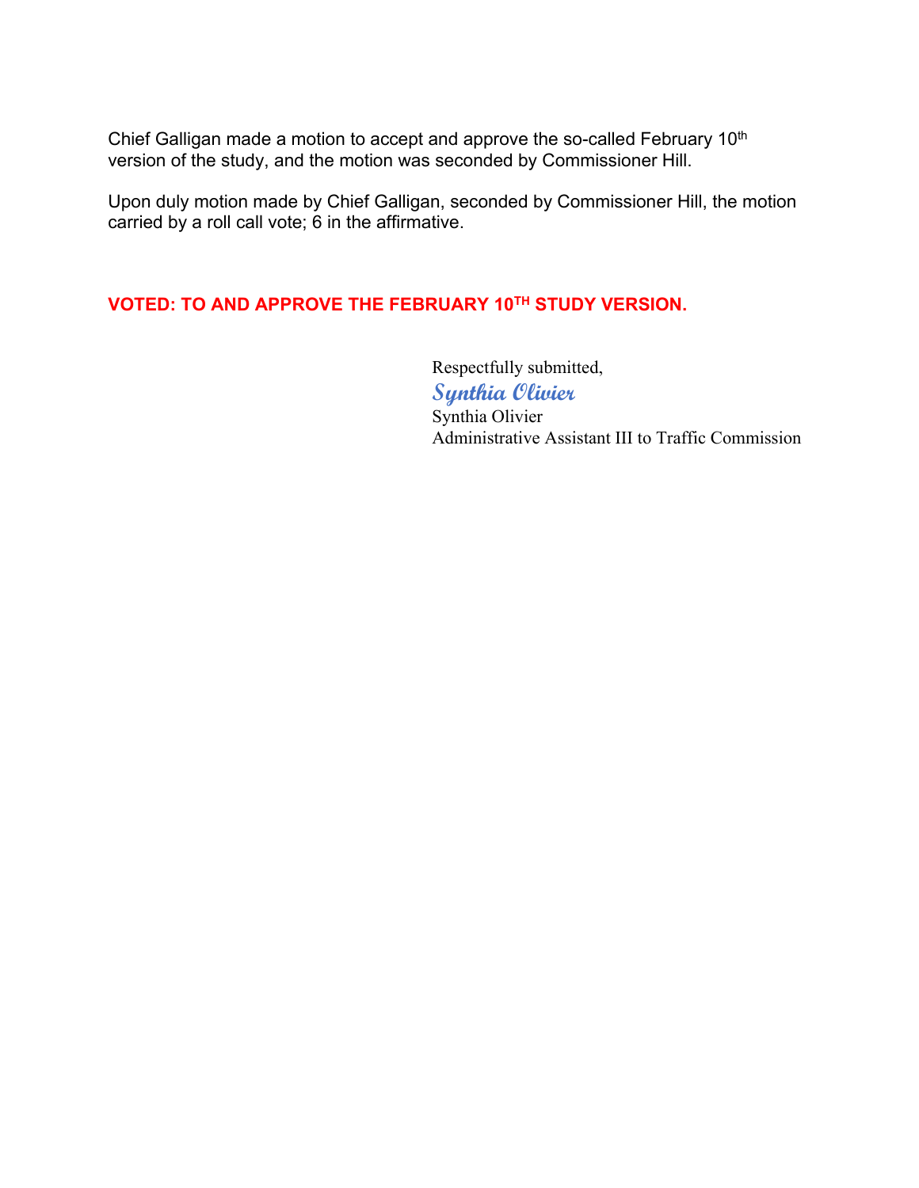Chief Galligan made a motion to accept and approve the so-called February 10th version of the study, and the motion was seconded by Commissioner Hill.

Upon duly motion made by Chief Galligan, seconded by Commissioner Hill, the motion carried by a roll call vote; 6 in the affirmative.

**VOTED: TO AND APPROVE THE FEBRUARY 10TH STUDY VERSION.**

Respectfully submitted,
*Synthia Olivier*
Synthia Olivier
Administrative Assistant III to Traffic Commission